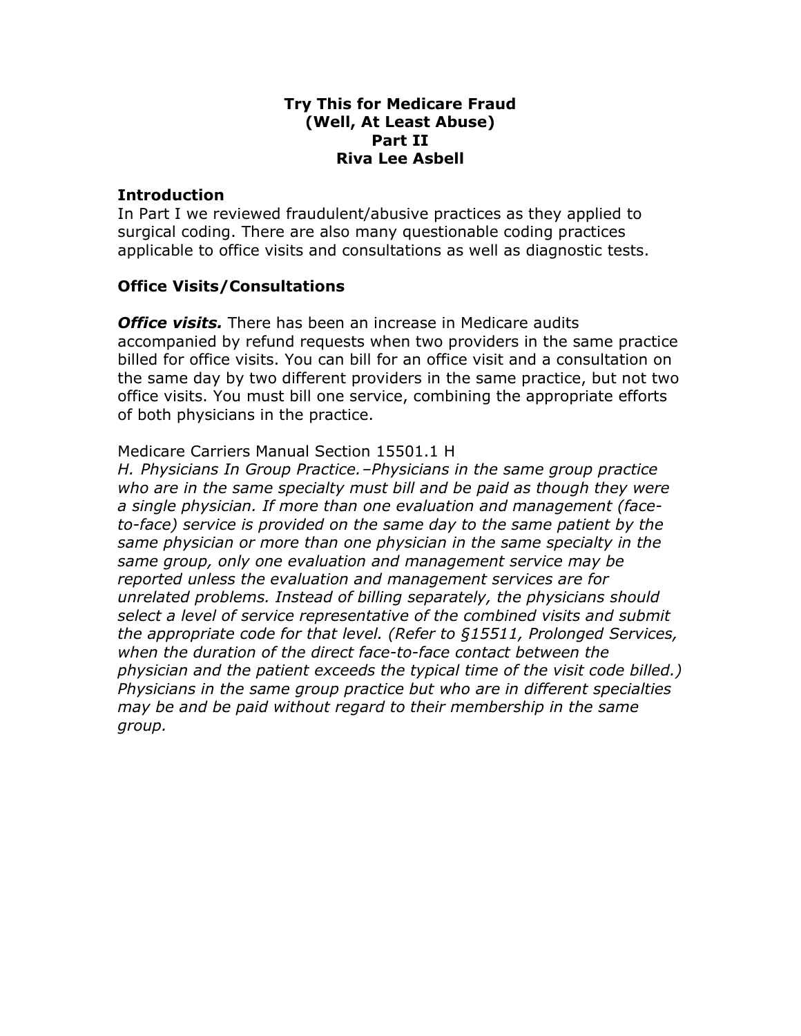# Try This for Medicare Fraud (Well, At Least Abuse) Part II

**Riva Lee Asbell**

## Introduction

In Part I we reviewed fraudulent/abusive practices as they applied to surgical coding. There are also many questionable coding practices applicable to office visits and consultations as well as diagnostic tests.

## Office Visits/Consultations

***Office visits.*** There has been an increase in Medicare audits accompanied by refund requests when two providers in the same practice billed for office visits. You can bill for an office visit and a consultation on the same day by two different providers in the same practice, but not two office visits. You must bill one service, combining the appropriate efforts of both physicians in the practice.

Medicare Carriers Manual Section 15501.1 H

*H. Physicians In Group Practice.–Physicians in the same group practice who are in the same specialty must bill and be paid as though they were a single physician. If more than one evaluation and management (face-to-face) service is provided on the same day to the same patient by the same physician or more than one physician in the same specialty in the same group, only one evaluation and management service may be reported unless the evaluation and management services are for unrelated problems. Instead of billing separately, the physicians should select a level of service representative of the combined visits and submit the appropriate code for that level. (Refer to §15511, Prolonged Services, when the duration of the direct face-to-face contact between the physician and the patient exceeds the typical time of the visit code billed.) Physicians in the same group practice but who are in different specialties may be and be paid without regard to their membership in the same group.*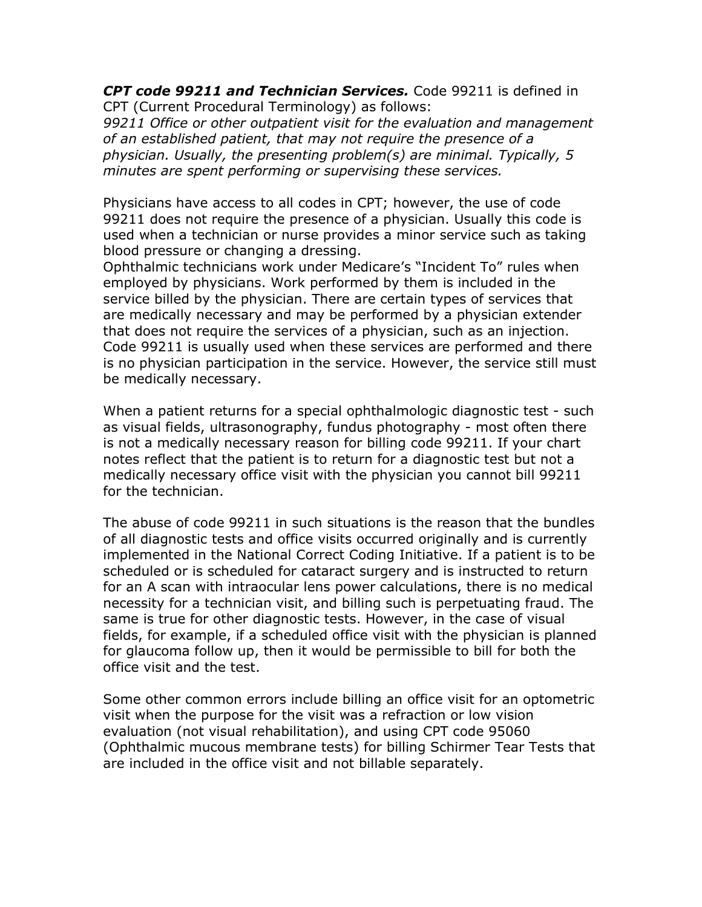***CPT code 99211 and Technician Services.*** Code 99211 is defined in CPT (Current Procedural Terminology) as follows:
*99211 Office or other outpatient visit for the evaluation and management of an established patient, that may not require the presence of a physician. Usually, the presenting problem(s) are minimal. Typically, 5 minutes are spent performing or supervising these services.*

Physicians have access to all codes in CPT; however, the use of code 99211 does not require the presence of a physician. Usually this code is used when a technician or nurse provides a minor service such as taking blood pressure or changing a dressing.
Ophthalmic technicians work under Medicare's "Incident To" rules when employed by physicians. Work performed by them is included in the service billed by the physician. There are certain types of services that are medically necessary and may be performed by a physician extender that does not require the services of a physician, such as an injection. Code 99211 is usually used when these services are performed and there is no physician participation in the service. However, the service still must be medically necessary.

When a patient returns for a special ophthalmologic diagnostic test - such as visual fields, ultrasonography, fundus photography - most often there is not a medically necessary reason for billing code 99211. If your chart notes reflect that the patient is to return for a diagnostic test but not a medically necessary office visit with the physician you cannot bill 99211 for the technician.

The abuse of code 99211 in such situations is the reason that the bundles of all diagnostic tests and office visits occurred originally and is currently implemented in the National Correct Coding Initiative. If a patient is to be scheduled or is scheduled for cataract surgery and is instructed to return for an A scan with intraocular lens power calculations, there is no medical necessity for a technician visit, and billing such is perpetuating fraud. The same is true for other diagnostic tests. However, in the case of visual fields, for example, if a scheduled office visit with the physician is planned for glaucoma follow up, then it would be permissible to bill for both the office visit and the test.

Some other common errors include billing an office visit for an optometric visit when the purpose for the visit was a refraction or low vision evaluation (not visual rehabilitation), and using CPT code 95060 (Ophthalmic mucous membrane tests) for billing Schirmer Tear Tests that are included in the office visit and not billable separately.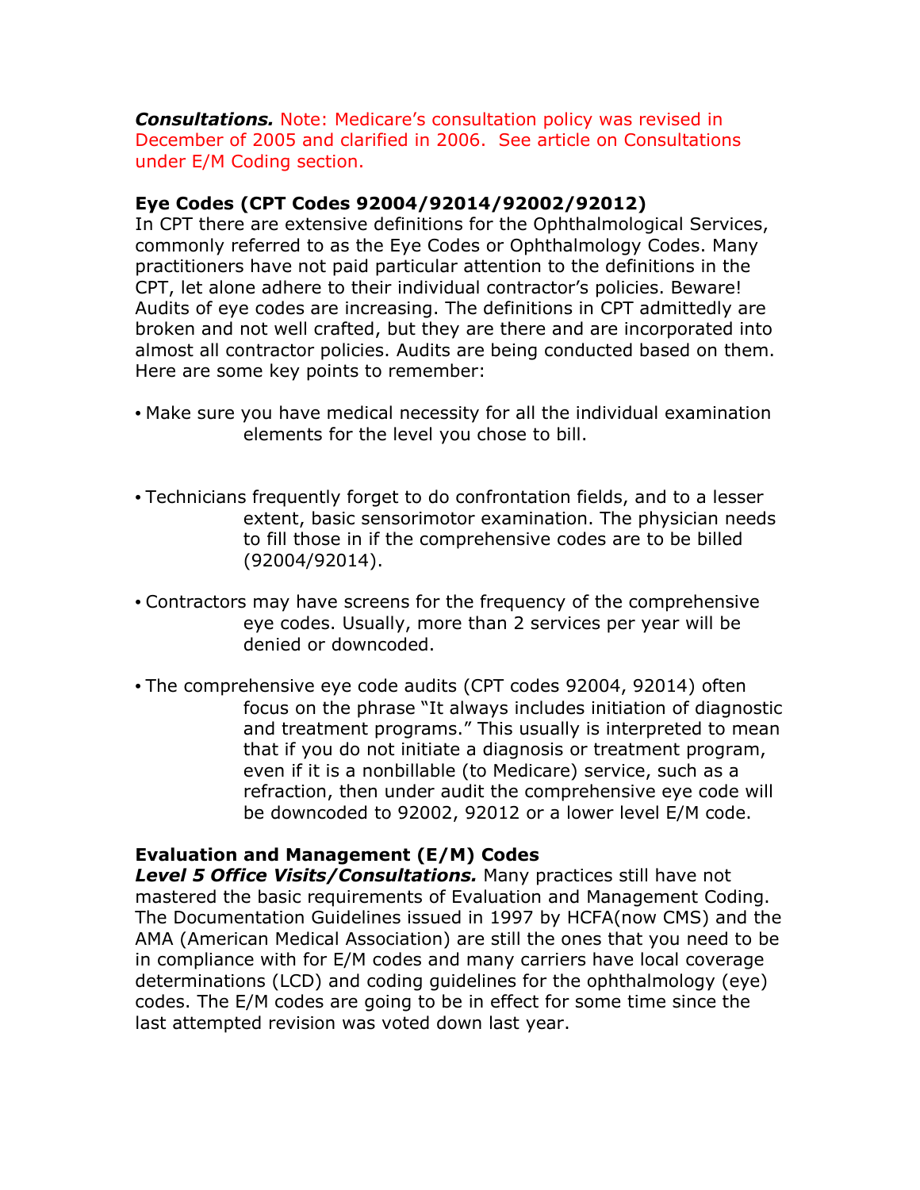***Consultations.*** Note: Medicare's consultation policy was revised in December of 2005 and clarified in 2006. See article on Consultations under E/M Coding section.

**Eye Codes (CPT Codes 92004/92014/92002/92012)**
In CPT there are extensive definitions for the Ophthalmological Services, commonly referred to as the Eye Codes or Ophthalmology Codes. Many practitioners have not paid particular attention to the definitions in the CPT, let alone adhere to their individual contractor's policies. Beware! Audits of eye codes are increasing. The definitions in CPT admittedly are broken and not well crafted, but they are there and are incorporated into almost all contractor policies. Audits are being conducted based on them. Here are some key points to remember:

- Make sure you have medical necessity for all the individual examination elements for the level you chose to bill.
- Technicians frequently forget to do confrontation fields, and to a lesser extent, basic sensorimotor examination. The physician needs to fill those in if the comprehensive codes are to be billed (92004/92014).
- Contractors may have screens for the frequency of the comprehensive eye codes. Usually, more than 2 services per year will be denied or downcoded.
- The comprehensive eye code audits (CPT codes 92004, 92014) often focus on the phrase "It always includes initiation of diagnostic and treatment programs." This usually is interpreted to mean that if you do not initiate a diagnosis or treatment program, even if it is a nonbillable (to Medicare) service, such as a refraction, then under audit the comprehensive eye code will be downcoded to 92002, 92012 or a lower level E/M code.

**Evaluation and Management (E/M) Codes**
***Level 5 Office Visits/Consultations.*** Many practices still have not mastered the basic requirements of Evaluation and Management Coding. The Documentation Guidelines issued in 1997 by HCFA(now CMS) and the AMA (American Medical Association) are still the ones that you need to be in compliance with for E/M codes and many carriers have local coverage determinations (LCD) and coding guidelines for the ophthalmology (eye) codes. The E/M codes are going to be in effect for some time since the last attempted revision was voted down last year.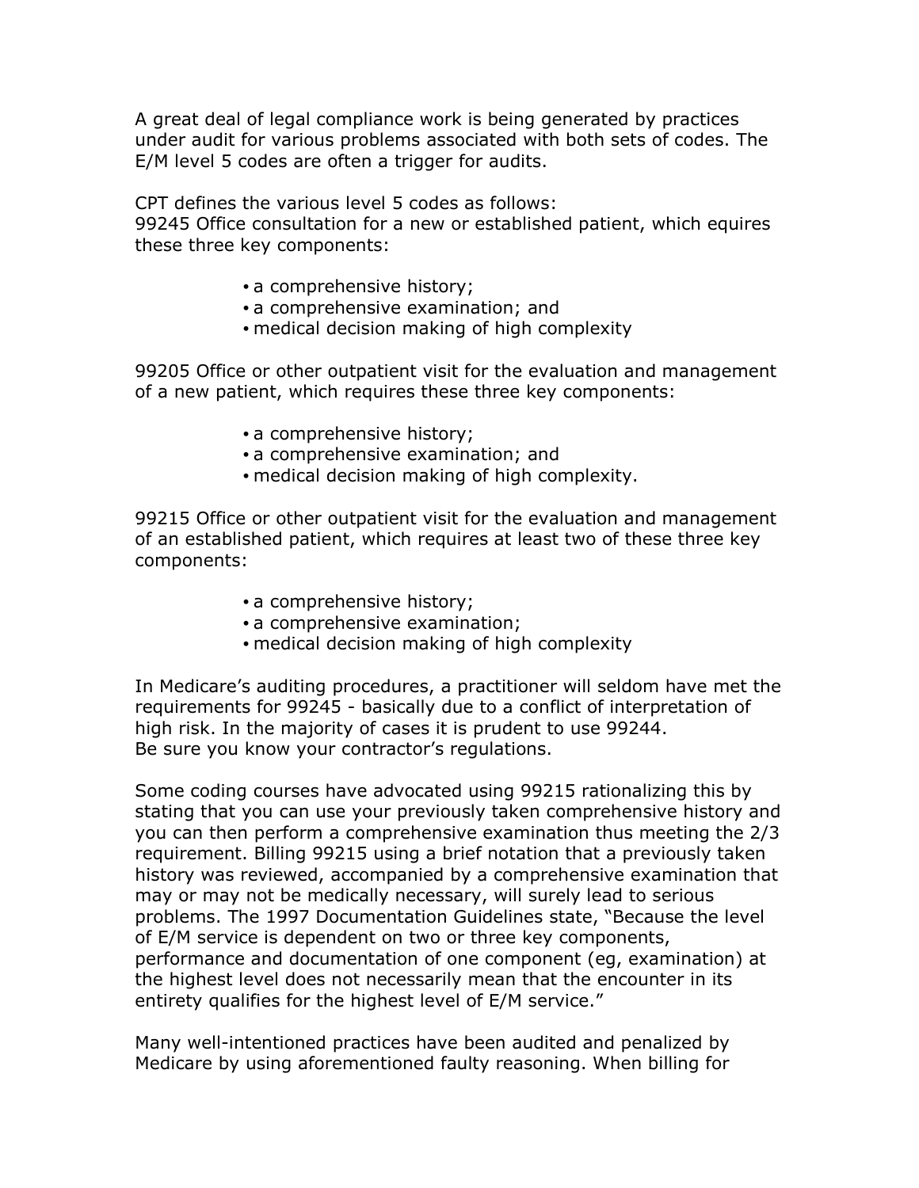A great deal of legal compliance work is being generated by practices under audit for various problems associated with both sets of codes. The E/M level 5 codes are often a trigger for audits.

CPT defines the various level 5 codes as follows:
99245 Office consultation for a new or established patient, which equires these three key components:

- a comprehensive history;
- a comprehensive examination; and
- medical decision making of high complexity

99205 Office or other outpatient visit for the evaluation and management of a new patient, which requires these three key components:

- a comprehensive history;
- a comprehensive examination; and
- medical decision making of high complexity.

99215 Office or other outpatient visit for the evaluation and management of an established patient, which requires at least two of these three key components:

- a comprehensive history;
- a comprehensive examination;
- medical decision making of high complexity

In Medicare's auditing procedures, a practitioner will seldom have met the requirements for 99245 - basically due to a conflict of interpretation of high risk. In the majority of cases it is prudent to use 99244.
Be sure you know your contractor's regulations.

Some coding courses have advocated using 99215 rationalizing this by stating that you can use your previously taken comprehensive history and you can then perform a comprehensive examination thus meeting the 2/3 requirement. Billing 99215 using a brief notation that a previously taken history was reviewed, accompanied by a comprehensive examination that may or may not be medically necessary, will surely lead to serious problems. The 1997 Documentation Guidelines state, "Because the level of E/M service is dependent on two or three key components, performance and documentation of one component (eg, examination) at the highest level does not necessarily mean that the encounter in its entirety qualifies for the highest level of E/M service."

Many well-intentioned practices have been audited and penalized by Medicare by using aforementioned faulty reasoning. When billing for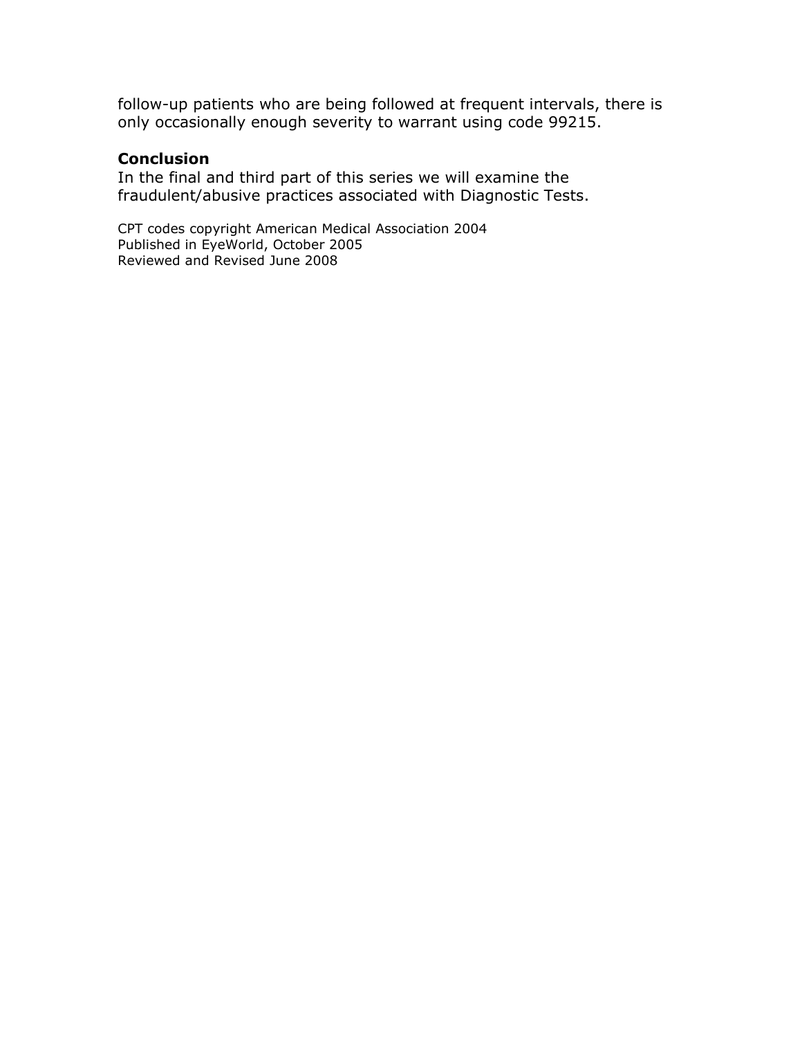follow-up patients who are being followed at frequent intervals, there is only occasionally enough severity to warrant using code 99215.

**Conclusion**

In the final and third part of this series we will examine the fraudulent/abusive practices associated with Diagnostic Tests.

CPT codes copyright American Medical Association 2004
Published in EyeWorld, October 2005
Reviewed and Revised June 2008